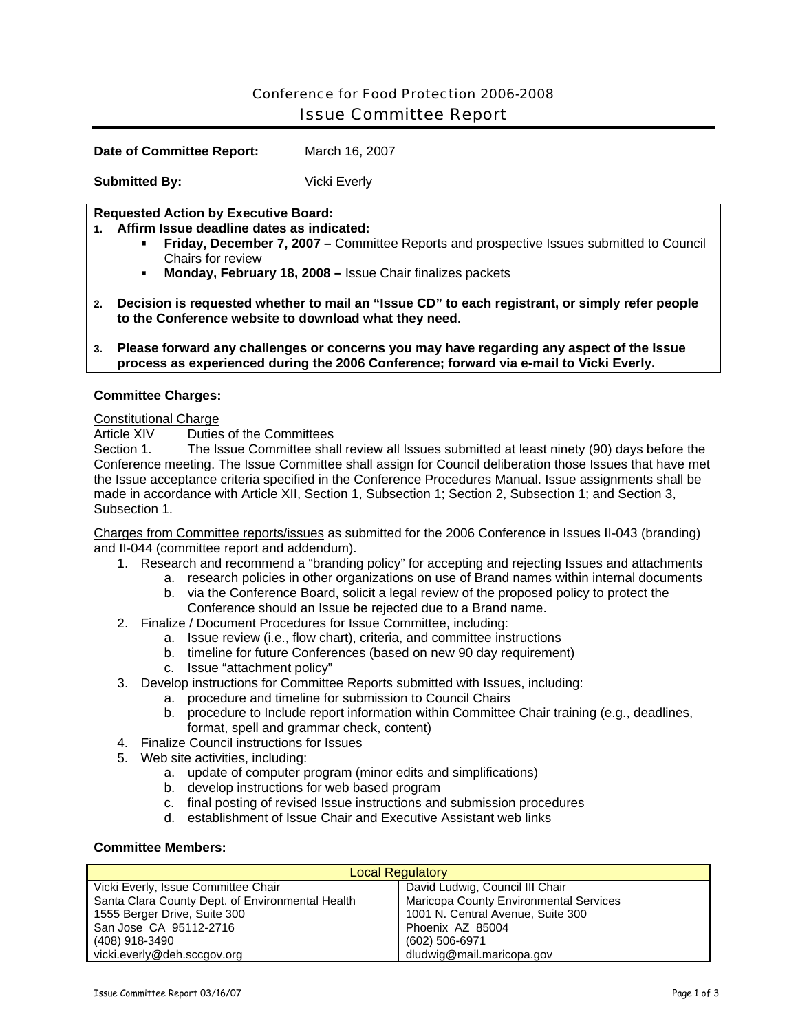# Conference for Food Protection 2006-2008

## Issue Committee Report

**Date of Committee Report:** March 16, 2007

**Submitted By:** Vicki Everly

**Requested Action by Executive Board:**

1. **Affirm Issue deadline dates as indicated:**
   - **Friday, December 7, 2007 –** Committee Reports and prospective Issues submitted to Council Chairs for review
   - **Monday, February 18, 2008 –** Issue Chair finalizes packets
2. **Decision is requested whether to mail an "Issue CD" to each registrant, or simply refer people to the Conference website to download what they need.**
3. **Please forward any challenges or concerns you may have regarding any aspect of the Issue process as experienced during the 2006 Conference; forward via e-mail to Vicki Everly.**

**Committee Charges:**

Constitutional Charge

Article XIV Duties of the Committees

Section 1. The Issue Committee shall review all Issues submitted at least ninety (90) days before the Conference meeting. The Issue Committee shall assign for Council deliberation those Issues that have met the Issue acceptance criteria specified in the Conference Procedures Manual. Issue assignments shall be made in accordance with Article XII, Section 1, Subsection 1; Section 2, Subsection 1; and Section 3, Subsection 1.

Charges from Committee reports/issues as submitted for the 2006 Conference in Issues II-043 (branding) and II-044 (committee report and addendum).

1. Research and recommend a "branding policy" for accepting and rejecting Issues and attachments
   a. research policies in other organizations on use of Brand names within internal documents
   b. via the Conference Board, solicit a legal review of the proposed policy to protect the Conference should an Issue be rejected due to a Brand name.
2. Finalize / Document Procedures for Issue Committee, including:
   a. Issue review (i.e., flow chart), criteria, and committee instructions
   b. timeline for future Conferences (based on new 90 day requirement)
   c. Issue "attachment policy"
3. Develop instructions for Committee Reports submitted with Issues, including:
   a. procedure and timeline for submission to Council Chairs
   b. procedure to Include report information within Committee Chair training (e.g., deadlines, format, spell and grammar check, content)
4. Finalize Council instructions for Issues
5. Web site activities, including:
   a. update of computer program (minor edits and simplifications)
   b. develop instructions for web based program
   c. final posting of revised Issue instructions and submission procedures
   d. establishment of Issue Chair and Executive Assistant web links

**Committee Members:**

| Local Regulatory | |
|---|---|
| Vicki Everly, Issue Committee Chair<br>Santa Clara County Dept. of Environmental Health<br>1555 Berger Drive, Suite 300<br>San Jose CA 95112-2716<br>(408) 918-3490<br>vicki.everly@deh.sccgov.org | David Ludwig, Council III Chair<br>Maricopa County Environmental Services<br>1001 N. Central Avenue, Suite 300<br>Phoenix AZ 85004<br>(602) 506-6971<br>dludwig@mail.maricopa.gov |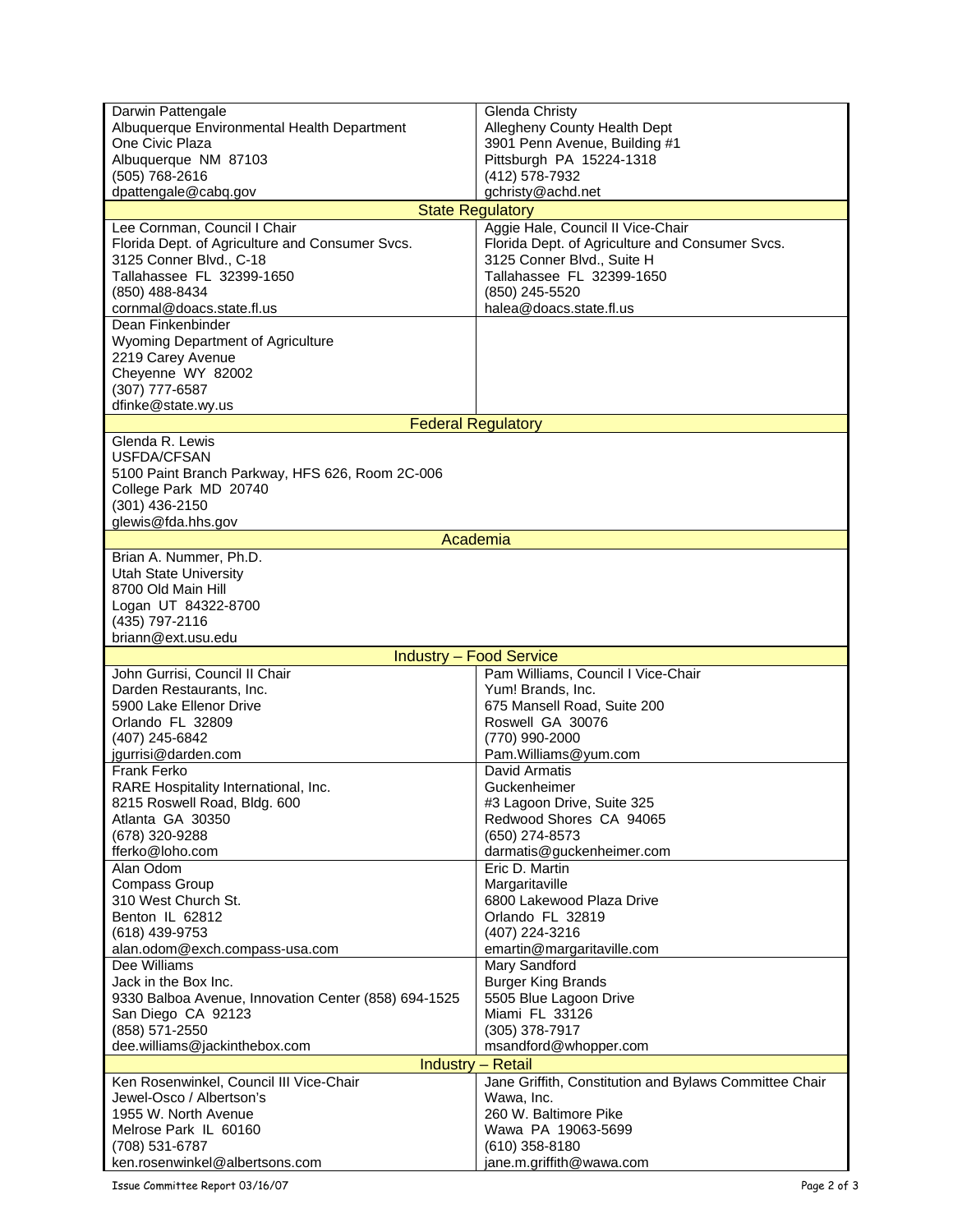| | |
|---|---|
| Darwin Pattengale<br>Albuquerque Environmental Health Department<br>One Civic Plaza<br>Albuquerque NM 87103<br>(505) 768-2616<br>dpattengale@cabq.gov | Glenda Christy<br>Allegheny County Health Dept<br>3901 Penn Avenue, Building #1<br>Pittsburgh PA 15224-1318<br>(412) 578-7932<br>gchristy@achd.net |
| **State Regulatory** | |
| Lee Cornman, Council I Chair<br>Florida Dept. of Agriculture and Consumer Svcs.<br>3125 Conner Blvd., C-18<br>Tallahassee FL 32399-1650<br>(850) 488-8434<br>cornmal@doacs.state.fl.us | Aggie Hale, Council II Vice-Chair<br>Florida Dept. of Agriculture and Consumer Svcs.<br>3125 Conner Blvd., Suite H<br>Tallahassee FL 32399-1650<br>(850) 245-5520<br>halea@doacs.state.fl.us |
| Dean Finkenbinder<br>Wyoming Department of Agriculture<br>2219 Carey Avenue<br>Cheyenne WY 82002<br>(307) 777-6587<br>dfinke@state.wy.us | |
| **Federal Regulatory** | |
| Glenda R. Lewis<br>USFDA/CFSAN<br>5100 Paint Branch Parkway, HFS 626, Room 2C-006<br>College Park MD 20740<br>(301) 436-2150<br>glewis@fda.hhs.gov | |
| **Academia** | |
| Brian A. Nummer, Ph.D.<br>Utah State University<br>8700 Old Main Hill<br>Logan UT 84322-8700<br>(435) 797-2116<br>briann@ext.usu.edu | |
| **Industry – Food Service** | |
| John Gurrisi, Council II Chair<br>Darden Restaurants, Inc.<br>5900 Lake Ellenor Drive<br>Orlando FL 32809<br>(407) 245-6842<br>jgurrisi@darden.com | Pam Williams, Council I Vice-Chair<br>Yum! Brands, Inc.<br>675 Mansell Road, Suite 200<br>Roswell GA 30076<br>(770) 990-2000<br>Pam.Williams@yum.com |
| Frank Ferko<br>RARE Hospitality International, Inc.<br>8215 Roswell Road, Bldg. 600<br>Atlanta GA 30350<br>(678) 320-9288<br>fferko@loho.com | David Armatis<br>Guckenheimer<br>#3 Lagoon Drive, Suite 325<br>Redwood Shores CA 94065<br>(650) 274-8573<br>darmatis@guckenheimer.com |
| Alan Odom<br>Compass Group<br>310 West Church St.<br>Benton IL 62812<br>(618) 439-9753<br>alan.odom@exch.compass-usa.com | Eric D. Martin<br>Margaritaville<br>6800 Lakewood Plaza Drive<br>Orlando FL 32819<br>(407) 224-3216<br>emartin@margaritaville.com |
| Dee Williams<br>Jack in the Box Inc.<br>9330 Balboa Avenue, Innovation Center (858) 694-1525<br>San Diego CA 92123<br>(858) 571-2550<br>dee.williams@jackinthebox.com | Mary Sandford<br>Burger King Brands<br>5505 Blue Lagoon Drive<br>Miami FL 33126<br>(305) 378-7917<br>msandford@whopper.com |
| **Industry – Retail** | |
| Ken Rosenwinkel, Council III Vice-Chair<br>Jewel-Osco / Albertson's<br>1955 W. North Avenue<br>Melrose Park IL 60160<br>(708) 531-6787<br>ken.rosenwinkel@albertsons.com | Jane Griffith, Constitution and Bylaws Committee Chair<br>Wawa, Inc.<br>260 W. Baltimore Pike<br>Wawa PA 19063-5699<br>(610) 358-8180<br>jane.m.griffith@wawa.com |

Issue Committee Report 03/16/07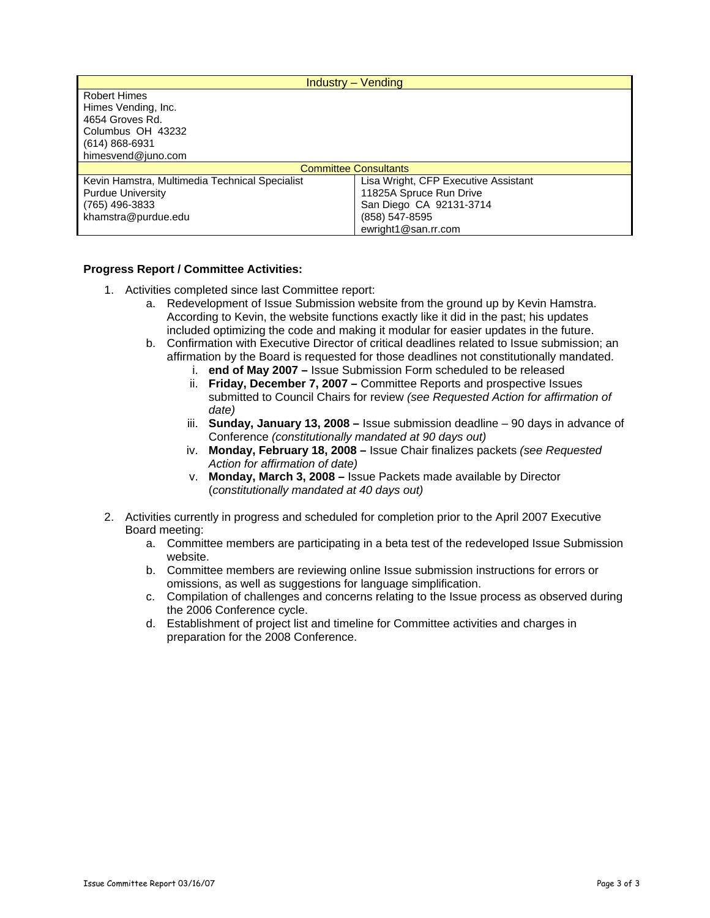| Industry – Vending | |
| --- | --- |
| Robert Himes<br>Himes Vending, Inc.<br>4654 Groves Rd.<br>Columbus OH 43232<br>(614) 868-6931<br>himesvend@juno.com | |
| **Committee Consultants** | |
| Kevin Hamstra, Multimedia Technical Specialist<br>Purdue University<br>(765) 496-3833<br>khamstra@purdue.edu | Lisa Wright, CFP Executive Assistant<br>11825A Spruce Run Drive<br>San Diego CA 92131-3714<br>(858) 547-8595<br>ewright1@san.rr.com |

**Progress Report / Committee Activities:**

1. Activities completed since last Committee report:
   a. Redevelopment of Issue Submission website from the ground up by Kevin Hamstra. According to Kevin, the website functions exactly like it did in the past; his updates included optimizing the code and making it modular for easier updates in the future.
   b. Confirmation with Executive Director of critical deadlines related to Issue submission; an affirmation by the Board is requested for those deadlines not constitutionally mandated.
      i. **end of May 2007 –** Issue Submission Form scheduled to be released
      ii. **Friday, December 7, 2007 –** Committee Reports and prospective Issues submitted to Council Chairs for review *(see Requested Action for affirmation of date)*
      iii. **Sunday, January 13, 2008 –** Issue submission deadline – 90 days in advance of Conference *(constitutionally mandated at 90 days out)*
      iv. **Monday, February 18, 2008 –** Issue Chair finalizes packets *(see Requested Action for affirmation of date)*
      v. **Monday, March 3, 2008 –** Issue Packets made available by Director (*constitutionally mandated at 40 days out)*

2. Activities currently in progress and scheduled for completion prior to the April 2007 Executive Board meeting:
   a. Committee members are participating in a beta test of the redeveloped Issue Submission website.
   b. Committee members are reviewing online Issue submission instructions for errors or omissions, as well as suggestions for language simplification.
   c. Compilation of challenges and concerns relating to the Issue process as observed during the 2006 Conference cycle.
   d. Establishment of project list and timeline for Committee activities and charges in preparation for the 2008 Conference.